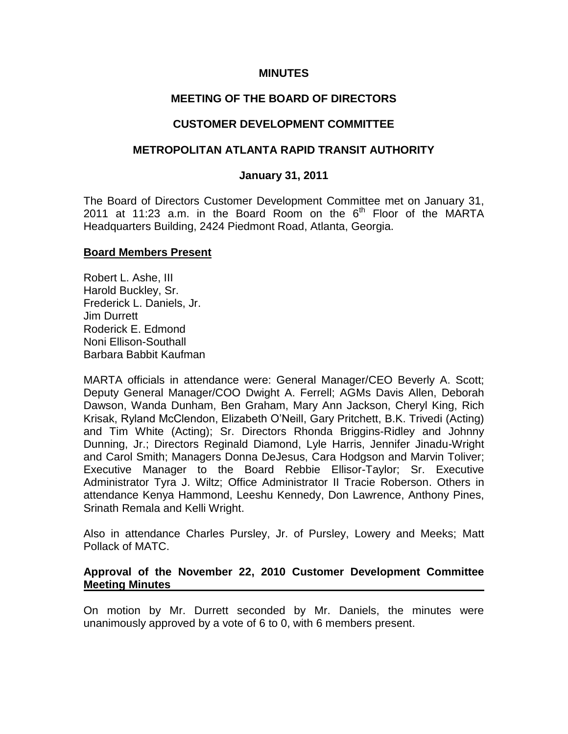# MINUTES

## MEETING OF THE BOARD OF DIRECTORS

## CUSTOMER DEVELOPMENT COMMITTEE

## METROPOLITAN ATLANTA RAPID TRANSIT AUTHORITY

### January 31, 2011

The Board of Directors Customer Development Committee met on January 31, 2011 at 11:23 a.m. in the Board Room on the 6th Floor of the MARTA Headquarters Building, 2424 Piedmont Road, Atlanta, Georgia.

**Board Members Present**

Robert L. Ashe, III
Harold Buckley, Sr.
Frederick L. Daniels, Jr.
Jim Durrett
Roderick E. Edmond
Noni Ellison-Southall
Barbara Babbit Kaufman

MARTA officials in attendance were: General Manager/CEO Beverly A. Scott; Deputy General Manager/COO Dwight A. Ferrell; AGMs Davis Allen, Deborah Dawson, Wanda Dunham, Ben Graham, Mary Ann Jackson, Cheryl King, Rich Krisak, Ryland McClendon, Elizabeth O'Neill, Gary Pritchett, B.K. Trivedi (Acting) and Tim White (Acting); Sr. Directors Rhonda Briggins-Ridley and Johnny Dunning, Jr.; Directors Reginald Diamond, Lyle Harris, Jennifer Jinadu-Wright and Carol Smith; Managers Donna DeJesus, Cara Hodgson and Marvin Toliver; Executive Manager to the Board Rebbie Ellisor-Taylor; Sr. Executive Administrator Tyra J. Wiltz; Office Administrator II Tracie Roberson. Others in attendance Kenya Hammond, Leeshu Kennedy, Don Lawrence, Anthony Pines, Srinath Remala and Kelli Wright.

Also in attendance Charles Pursley, Jr. of Pursley, Lowery and Meeks; Matt Pollack of MATC.

**Approval of the November 22, 2010 Customer Development Committee Meeting Minutes**

On motion by Mr. Durrett seconded by Mr. Daniels, the minutes were unanimously approved by a vote of 6 to 0, with 6 members present.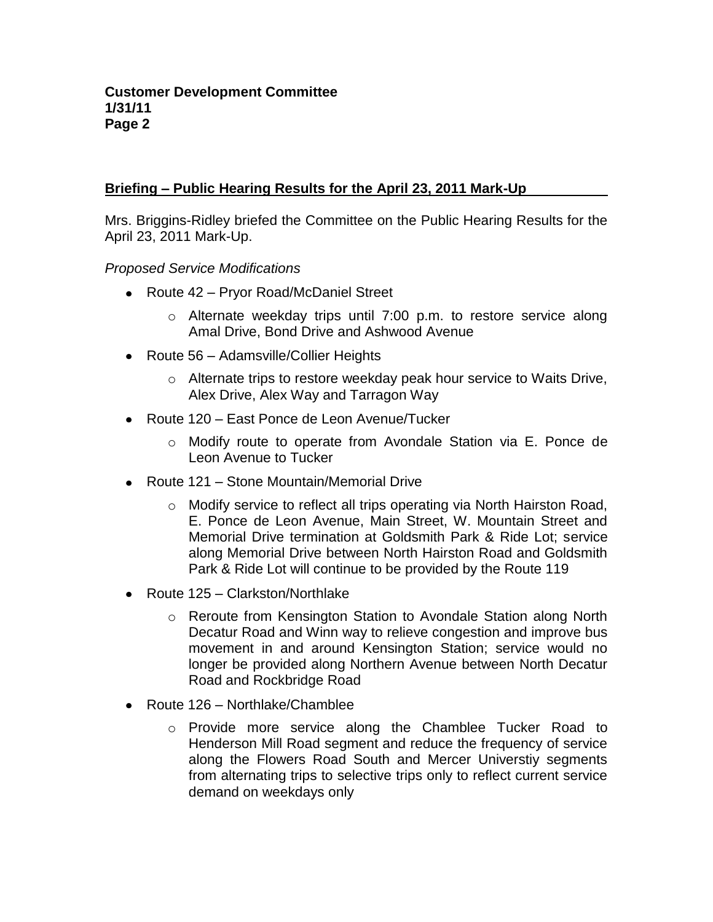## Briefing – Public Hearing Results for the April 23, 2011 Mark-Up

Mrs. Briggins-Ridley briefed the Committee on the Public Hearing Results for the April 23, 2011 Mark-Up.

*Proposed Service Modifications*

- Route 42 – Pryor Road/McDaniel Street
  - Alternate weekday trips until 7:00 p.m. to restore service along Amal Drive, Bond Drive and Ashwood Avenue
- Route 56 – Adamsville/Collier Heights
  - Alternate trips to restore weekday peak hour service to Waits Drive, Alex Drive, Alex Way and Tarragon Way
- Route 120 – East Ponce de Leon Avenue/Tucker
  - Modify route to operate from Avondale Station via E. Ponce de Leon Avenue to Tucker
- Route 121 – Stone Mountain/Memorial Drive
  - Modify service to reflect all trips operating via North Hairston Road, E. Ponce de Leon Avenue, Main Street, W. Mountain Street and Memorial Drive termination at Goldsmith Park & Ride Lot; service along Memorial Drive between North Hairston Road and Goldsmith Park & Ride Lot will continue to be provided by the Route 119
- Route 125 – Clarkston/Northlake
  - Reroute from Kensington Station to Avondale Station along North Decatur Road and Winn way to relieve congestion and improve bus movement in and around Kensington Station; service would no longer be provided along Northern Avenue between North Decatur Road and Rockbridge Road
- Route 126 – Northlake/Chamblee
  - Provide more service along the Chamblee Tucker Road to Henderson Mill Road segment and reduce the frequency of service along the Flowers Road South and Mercer Universtiy segments from alternating trips to selective trips only to reflect current service demand on weekdays only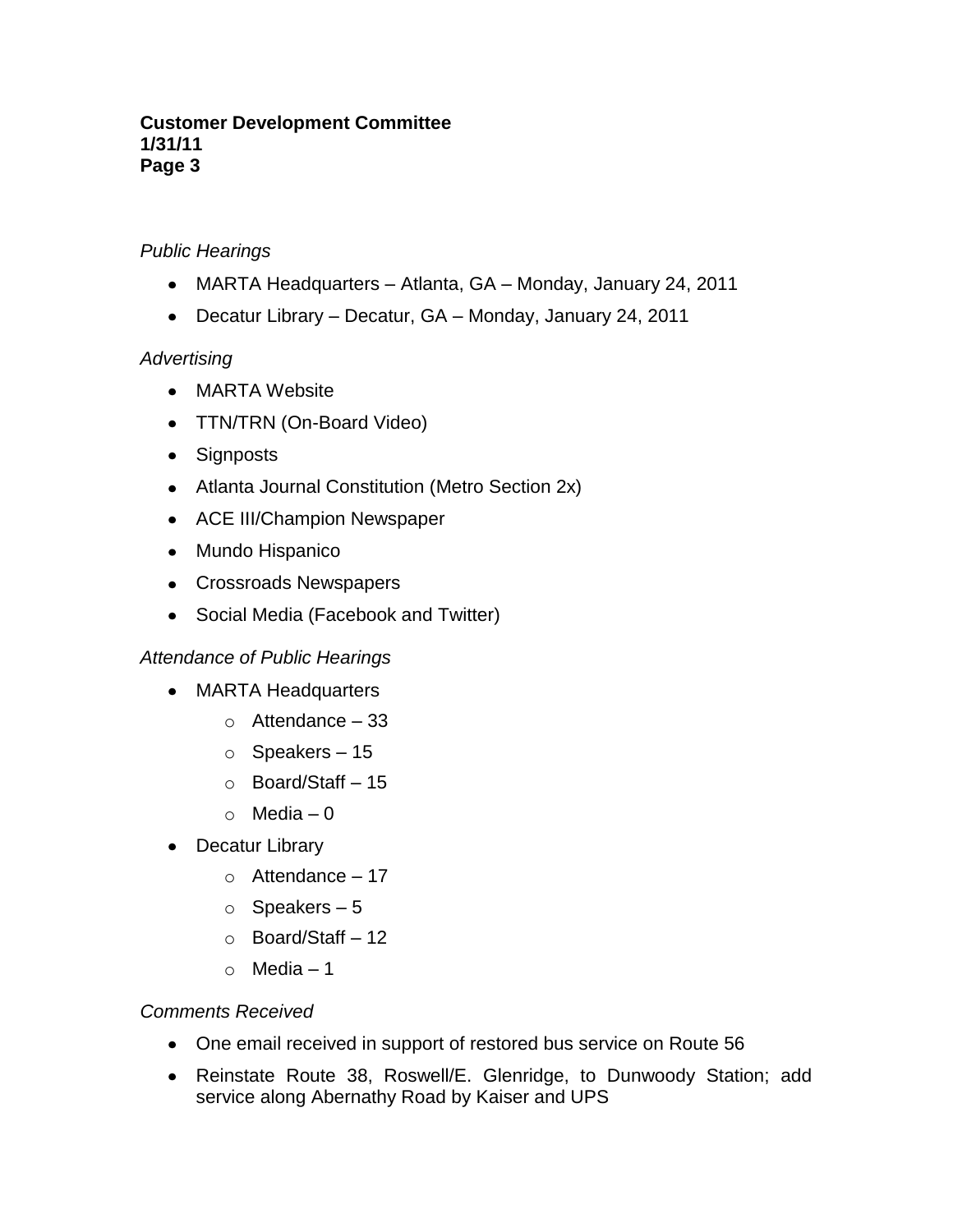*Public Hearings*

- MARTA Headquarters – Atlanta, GA – Monday, January 24, 2011
- Decatur Library – Decatur, GA – Monday, January 24, 2011

*Advertising*

- MARTA Website
- TTN/TRN (On-Board Video)
- Signposts
- Atlanta Journal Constitution (Metro Section 2x)
- ACE III/Champion Newspaper
- Mundo Hispanico
- Crossroads Newspapers
- Social Media (Facebook and Twitter)

*Attendance of Public Hearings*

- MARTA Headquarters
  - Attendance – 33
  - Speakers – 15
  - Board/Staff – 15
  - Media – 0
- Decatur Library
  - Attendance – 17
  - Speakers – 5
  - Board/Staff – 12
  - Media – 1

*Comments Received*

- One email received in support of restored bus service on Route 56
- Reinstate Route 38, Roswell/E. Glenridge, to Dunwoody Station; add service along Abernathy Road by Kaiser and UPS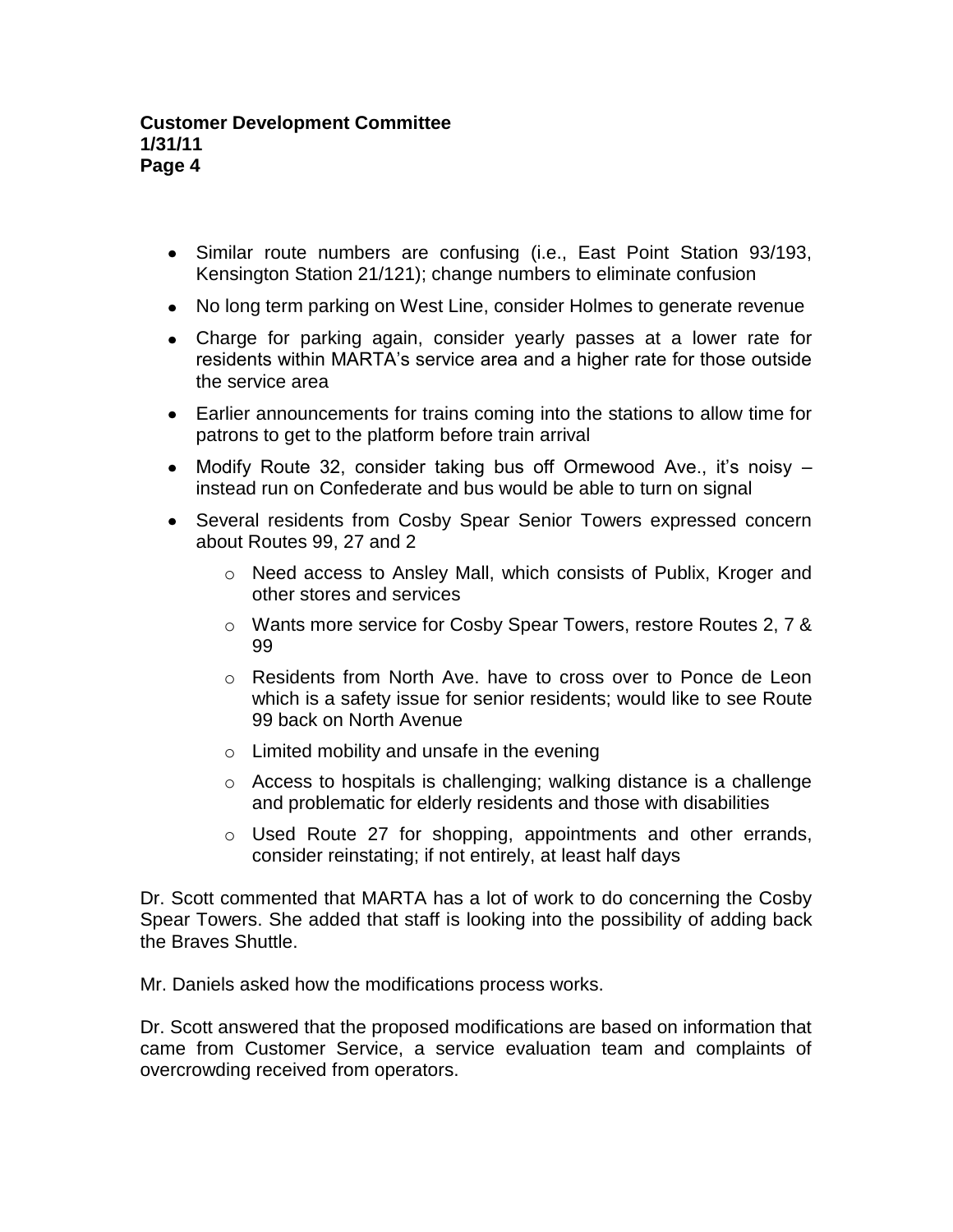- Similar route numbers are confusing (i.e., East Point Station 93/193, Kensington Station 21/121); change numbers to eliminate confusion
- No long term parking on West Line, consider Holmes to generate revenue
- Charge for parking again, consider yearly passes at a lower rate for residents within MARTA's service area and a higher rate for those outside the service area
- Earlier announcements for trains coming into the stations to allow time for patrons to get to the platform before train arrival
- Modify Route 32, consider taking bus off Ormewood Ave., it's noisy – instead run on Confederate and bus would be able to turn on signal
- Several residents from Cosby Spear Senior Towers expressed concern about Routes 99, 27 and 2
  - Need access to Ansley Mall, which consists of Publix, Kroger and other stores and services
  - Wants more service for Cosby Spear Towers, restore Routes 2, 7 & 99
  - Residents from North Ave. have to cross over to Ponce de Leon which is a safety issue for senior residents; would like to see Route 99 back on North Avenue
  - Limited mobility and unsafe in the evening
  - Access to hospitals is challenging; walking distance is a challenge and problematic for elderly residents and those with disabilities
  - Used Route 27 for shopping, appointments and other errands, consider reinstating; if not entirely, at least half days

Dr. Scott commented that MARTA has a lot of work to do concerning the Cosby Spear Towers. She added that staff is looking into the possibility of adding back the Braves Shuttle.

Mr. Daniels asked how the modifications process works.

Dr. Scott answered that the proposed modifications are based on information that came from Customer Service, a service evaluation team and complaints of overcrowding received from operators.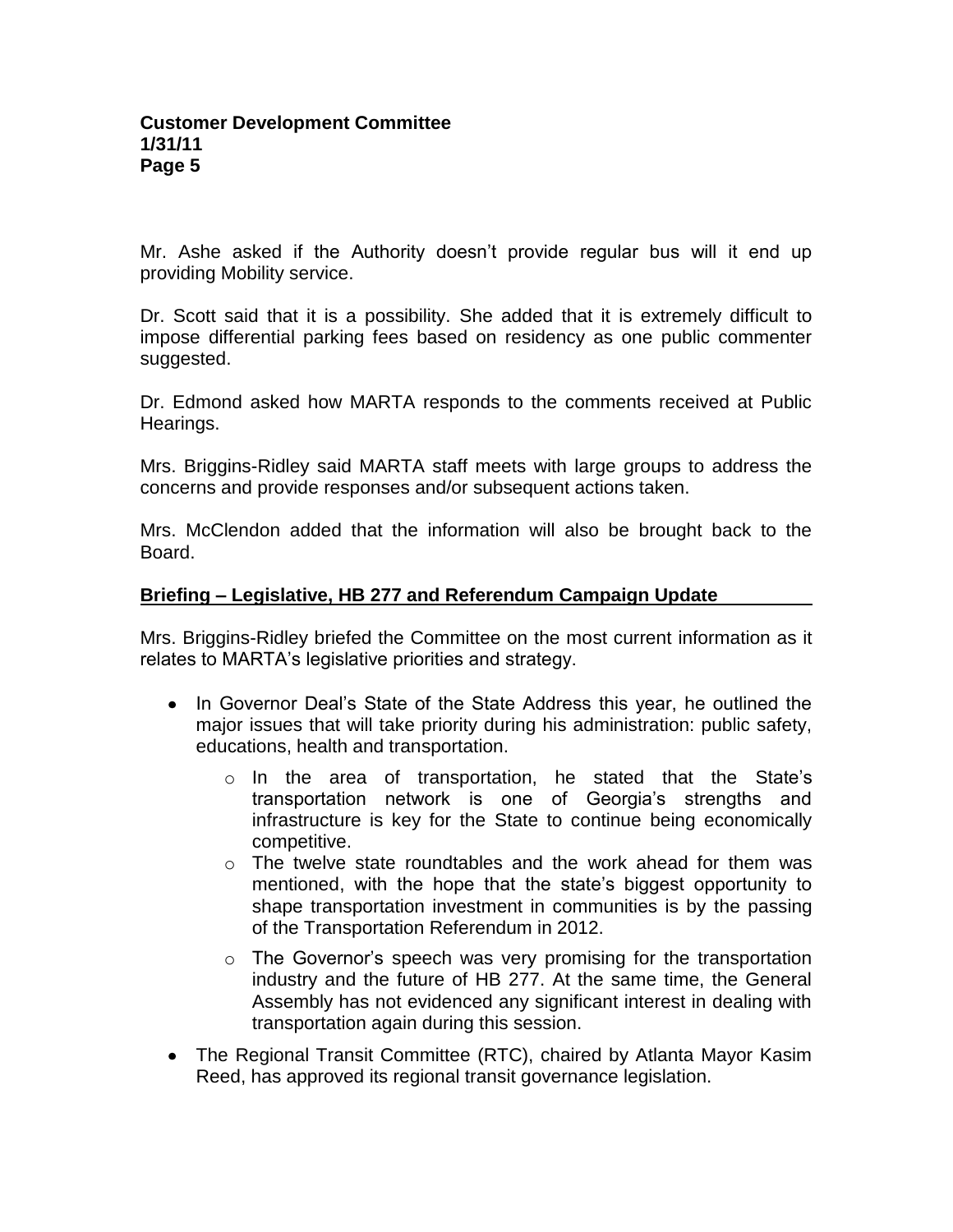Mr. Ashe asked if the Authority doesn't provide regular bus will it end up providing Mobility service.

Dr. Scott said that it is a possibility. She added that it is extremely difficult to impose differential parking fees based on residency as one public commenter suggested.

Dr. Edmond asked how MARTA responds to the comments received at Public Hearings.

Mrs. Briggins-Ridley said MARTA staff meets with large groups to address the concerns and provide responses and/or subsequent actions taken.

Mrs. McClendon added that the information will also be brought back to the Board.

**Briefing – Legislative, HB 277 and Referendum Campaign Update**

Mrs. Briggins-Ridley briefed the Committee on the most current information as it relates to MARTA's legislative priorities and strategy.

- In Governor Deal's State of the State Address this year, he outlined the major issues that will take priority during his administration: public safety, educations, health and transportation.
  - In the area of transportation, he stated that the State's transportation network is one of Georgia's strengths and infrastructure is key for the State to continue being economically competitive.
  - The twelve state roundtables and the work ahead for them was mentioned, with the hope that the state's biggest opportunity to shape transportation investment in communities is by the passing of the Transportation Referendum in 2012.
  - The Governor's speech was very promising for the transportation industry and the future of HB 277. At the same time, the General Assembly has not evidenced any significant interest in dealing with transportation again during this session.
- The Regional Transit Committee (RTC), chaired by Atlanta Mayor Kasim Reed, has approved its regional transit governance legislation.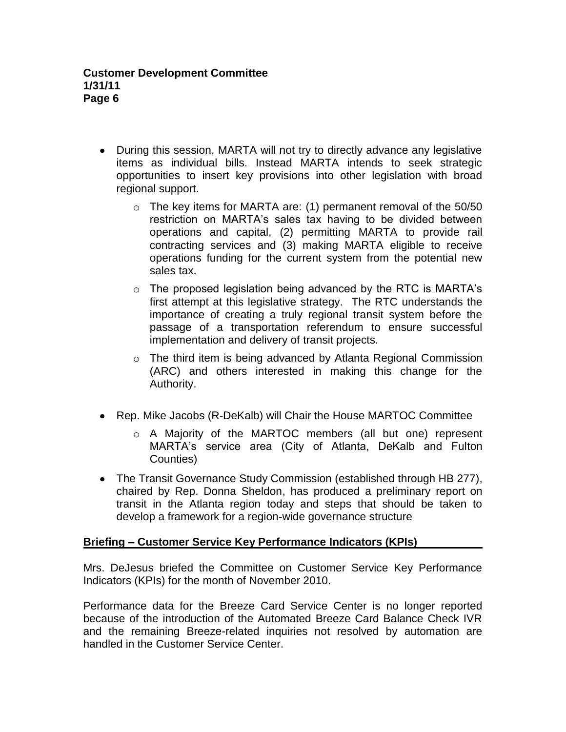- During this session, MARTA will not try to directly advance any legislative items as individual bills. Instead MARTA intends to seek strategic opportunities to insert key provisions into other legislation with broad regional support.
  - The key items for MARTA are: (1) permanent removal of the 50/50 restriction on MARTA's sales tax having to be divided between operations and capital, (2) permitting MARTA to provide rail contracting services and (3) making MARTA eligible to receive operations funding for the current system from the potential new sales tax.
  - The proposed legislation being advanced by the RTC is MARTA's first attempt at this legislative strategy. The RTC understands the importance of creating a truly regional transit system before the passage of a transportation referendum to ensure successful implementation and delivery of transit projects.
  - The third item is being advanced by Atlanta Regional Commission (ARC) and others interested in making this change for the Authority.
- Rep. Mike Jacobs (R-DeKalb) will Chair the House MARTOC Committee
  - A Majority of the MARTOC members (all but one) represent MARTA's service area (City of Atlanta, DeKalb and Fulton Counties)
- The Transit Governance Study Commission (established through HB 277), chaired by Rep. Donna Sheldon, has produced a preliminary report on transit in the Atlanta region today and steps that should be taken to develop a framework for a region-wide governance structure

## Briefing – Customer Service Key Performance Indicators (KPIs)

Mrs. DeJesus briefed the Committee on Customer Service Key Performance Indicators (KPIs) for the month of November 2010.

Performance data for the Breeze Card Service Center is no longer reported because of the introduction of the Automated Breeze Card Balance Check IVR and the remaining Breeze-related inquiries not resolved by automation are handled in the Customer Service Center.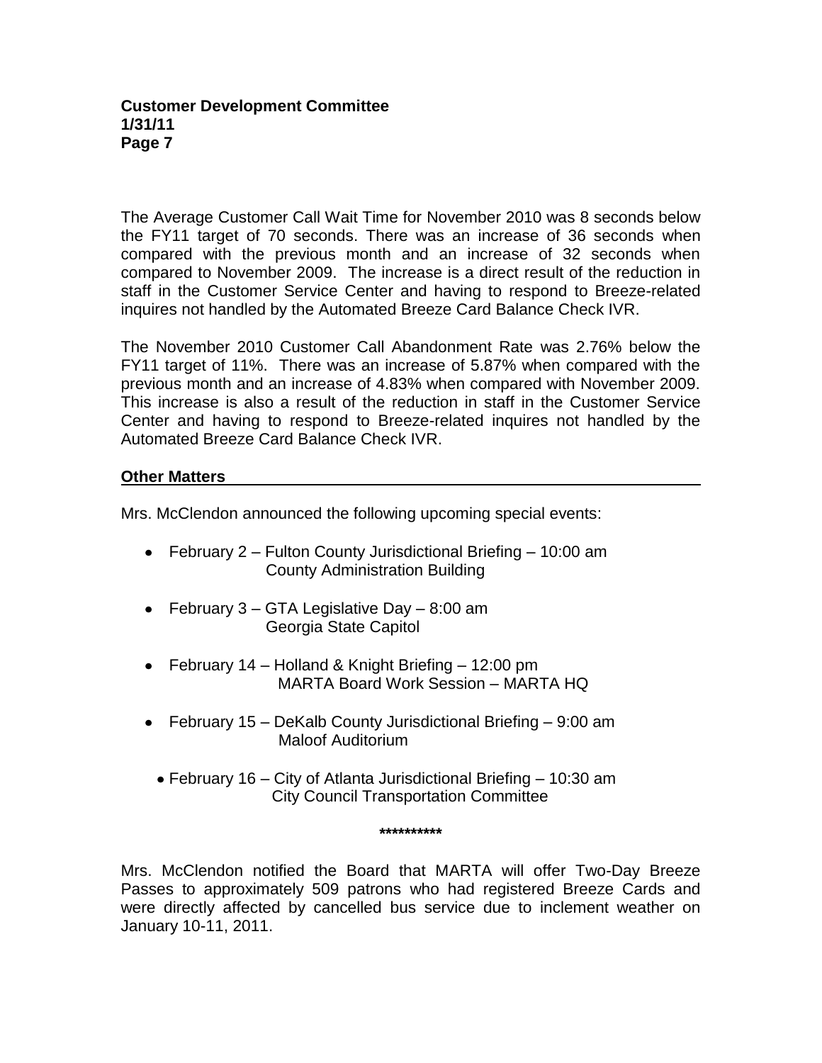The Average Customer Call Wait Time for November 2010 was 8 seconds below the FY11 target of 70 seconds. There was an increase of 36 seconds when compared with the previous month and an increase of 32 seconds when compared to November 2009. The increase is a direct result of the reduction in staff in the Customer Service Center and having to respond to Breeze-related inquires not handled by the Automated Breeze Card Balance Check IVR.

The November 2010 Customer Call Abandonment Rate was 2.76% below the FY11 target of 11%. There was an increase of 5.87% when compared with the previous month and an increase of 4.83% when compared with November 2009. This increase is also a result of the reduction in staff in the Customer Service Center and having to respond to Breeze-related inquires not handled by the Automated Breeze Card Balance Check IVR.

## Other Matters

Mrs. McClendon announced the following upcoming special events:

- February 2 – Fulton County Jurisdictional Briefing – 10:00 am
  County Administration Building
- February 3 – GTA Legislative Day – 8:00 am
  Georgia State Capitol
- February 14 – Holland & Knight Briefing – 12:00 pm
  MARTA Board Work Session – MARTA HQ
- February 15 – DeKalb County Jurisdictional Briefing – 9:00 am
  Maloof Auditorium
- February 16 – City of Atlanta Jurisdictional Briefing – 10:30 am
  City Council Transportation Committee

**********

Mrs. McClendon notified the Board that MARTA will offer Two-Day Breeze Passes to approximately 509 patrons who had registered Breeze Cards and were directly affected by cancelled bus service due to inclement weather on January 10-11, 2011.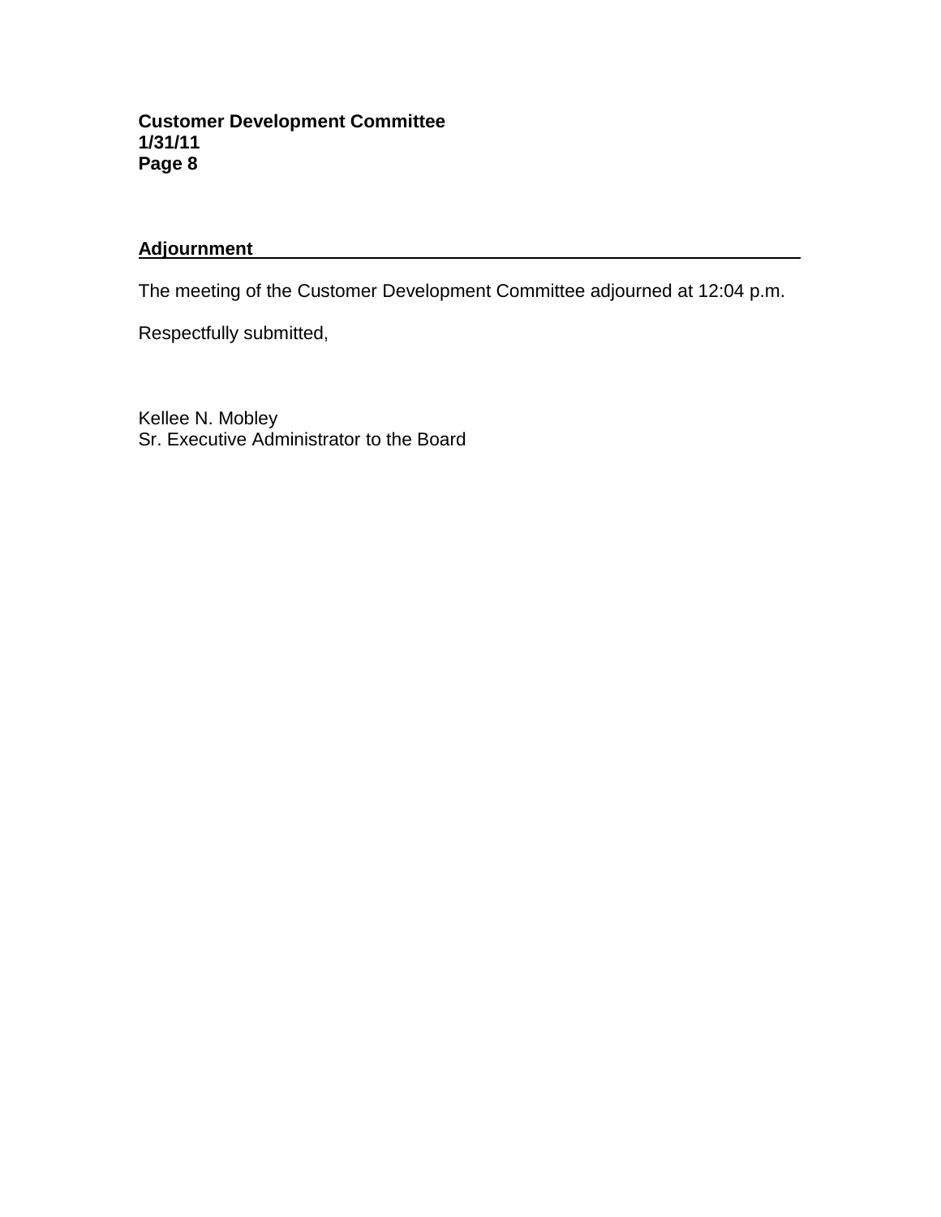## Adjournment

The meeting of the Customer Development Committee adjourned at 12:04 p.m.

Respectfully submitted,

Kellee N. Mobley
Sr. Executive Administrator to the Board